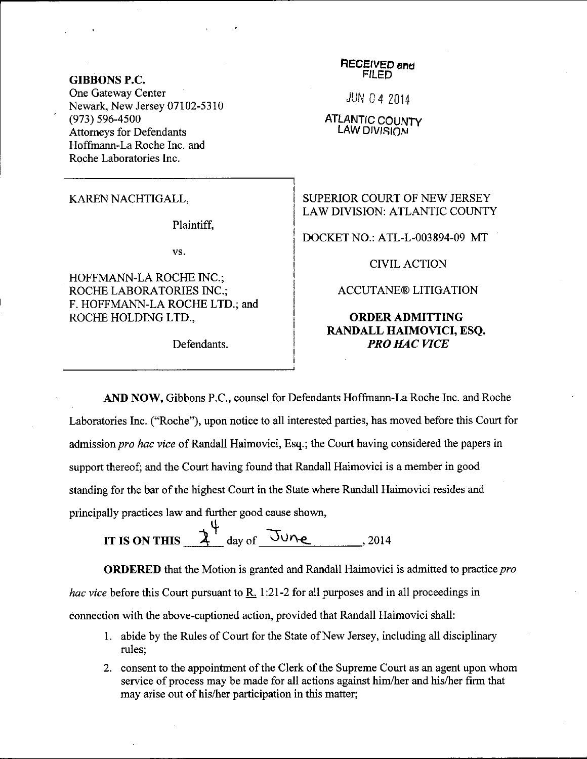**GIBBONS P.C.**
One Gateway Center
Newark, New Jersey 07102-5310
(973) 596-4500
Attorneys for Defendants
Hoffmann-La Roche Inc. and
Roche Laboratories Inc.

RECEIVED and FILED

JUN 04 2014

ATLANTIC COUNTY
LAW DIVISION

KAREN NACHTIGALL,

Plaintiff,

vs.

HOFFMANN-LA ROCHE INC.;
ROCHE LABORATORIES INC.;
F. HOFFMANN-LA ROCHE LTD.; and
ROCHE HOLDING LTD.,

Defendants.

SUPERIOR COURT OF NEW JERSEY
LAW DIVISION: ATLANTIC COUNTY

DOCKET NO.: ATL-L-003894-09 MT

CIVIL ACTION

ACCUTANE® LITIGATION

**ORDER ADMITTING RANDALL HAIMOVICI, ESQ. *PRO HAC VICE***

**AND NOW,** Gibbons P.C., counsel for Defendants Hoffmann-La Roche Inc. and Roche Laboratories Inc. ("Roche"), upon notice to all interested parties, has moved before this Court for admission *pro hac vice* of Randall Haimovici, Esq.; the Court having considered the papers in support thereof; and the Court having found that Randall Haimovici is a member in good standing for the bar of the highest Court in the State where Randall Haimovici resides and principally practices law and further good cause shown,

**IT IS ON THIS** 4 day of June, 2014

**ORDERED** that the Motion is granted and Randall Haimovici is admitted to practice *pro hac vice* before this Court pursuant to R. 1:21-2 for all purposes and in all proceedings in connection with the above-captioned action, provided that Randall Haimovici shall:

1. abide by the Rules of Court for the State of New Jersey, including all disciplinary rules;
2. consent to the appointment of the Clerk of the Supreme Court as an agent upon whom service of process may be made for all actions against him/her and his/her firm that may arise out of his/her participation in this matter;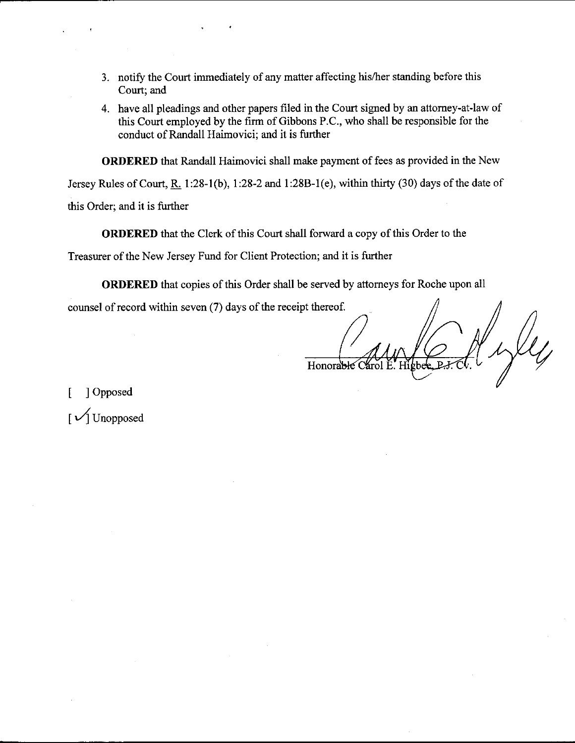3. notify the Court immediately of any matter affecting his/her standing before this Court; and

4. have all pleadings and other papers filed in the Court signed by an attorney-at-law of this Court employed by the firm of Gibbons P.C., who shall be responsible for the conduct of Randall Haimovici; and it is further

**ORDERED** that Randall Haimovici shall make payment of fees as provided in the New Jersey Rules of Court, R. 1:28-1(b), 1:28-2 and 1:28B-1(e), within thirty (30) days of the date of this Order; and it is further

**ORDERED** that the Clerk of this Court shall forward a copy of this Order to the Treasurer of the New Jersey Fund for Client Protection; and it is further

**ORDERED** that copies of this Order shall be served by attorneys for Roche upon all counsel of record within seven (7) days of the receipt thereof.

Honorable Carol E. Higbee, P.J. Cv.

[ ] Opposed

[ ✓ ] Unopposed